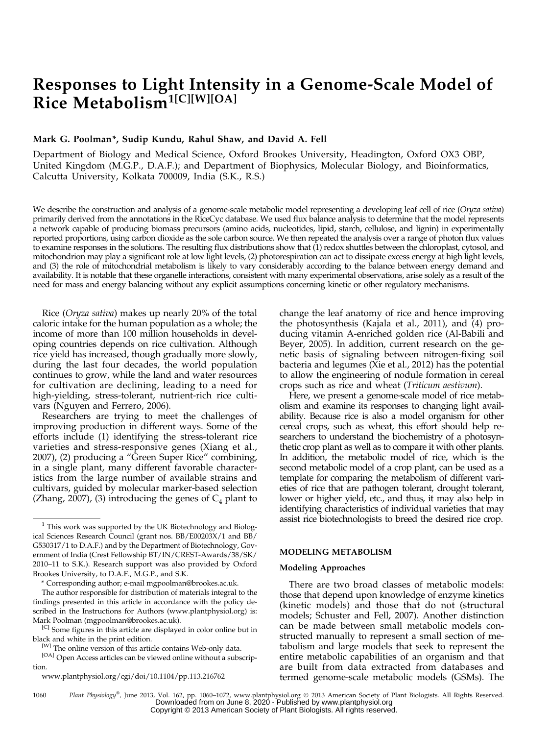# Responses to Light Intensity in a Genome-Scale Model of Rice Metabolism[1][C][W][OA]

**Mark G. Poolman*, Sudip Kundu, Rahul Shaw, and David A. Fell**

Department of Biology and Medical Science, Oxford Brookes University, Headington, Oxford OX3 OBP, United Kingdom (M.G.P., D.A.F.); and Department of Biophysics, Molecular Biology, and Bioinformatics, Calcutta University, Kolkata 700009, India (S.K., R.S.)

We describe the construction and analysis of a genome-scale metabolic model representing a developing leaf cell of rice (*Oryza sativa*) primarily derived from the annotations in the RiceCyc database. We used flux balance analysis to determine that the model represents a network capable of producing biomass precursors (amino acids, nucleotides, lipid, starch, cellulose, and lignin) in experimentally reported proportions, using carbon dioxide as the sole carbon source. We then repeated the analysis over a range of photon flux values to examine responses in the solutions. The resulting flux distributions show that (1) redox shuttles between the chloroplast, cytosol, and mitochondrion may play a significant role at low light levels, (2) photorespiration can act to dissipate excess energy at high light levels, and (3) the role of mitochondrial metabolism is likely to vary considerably according to the balance between energy demand and availability. It is notable that these organelle interactions, consistent with many experimental observations, arise solely as a result of the need for mass and energy balancing without any explicit assumptions concerning kinetic or other regulatory mechanisms.

Rice (*Oryza sativa*) makes up nearly 20% of the total caloric intake for the human population as a whole; the income of more than 100 million households in developing countries depends on rice cultivation. Although rice yield has increased, though gradually more slowly, during the last four decades, the world population continues to grow, while the land and water resources for cultivation are declining, leading to a need for high-yielding, stress-tolerant, nutrient-rich rice cultivars (Nguyen and Ferrero, 2006).

Researchers are trying to meet the challenges of improving production in different ways. Some of the efforts include (1) identifying the stress-tolerant rice varieties and stress-responsive genes (Xiang et al., 2007), (2) producing a "Green Super Rice" combining, in a single plant, many different favorable characteristics from the large number of available strains and cultivars, guided by molecular marker-based selection (Zhang, 2007), (3) introducing the genes of $C_4$ plant to change the leaf anatomy of rice and hence improving the photosynthesis (Kajala et al., 2011), and (4) producing vitamin A-enriched golden rice (Al-Babili and Beyer, 2005). In addition, current research on the genetic basis of signaling between nitrogen-fixing soil bacteria and legumes (Xie et al., 2012) has the potential to allow the engineering of nodule formation in cereal crops such as rice and wheat (*Triticum aestivum*).

Here, we present a genome-scale model of rice metabolism and examine its responses to changing light availability. Because rice is also a model organism for other cereal crops, such as wheat, this effort should help researchers to understand the biochemistry of a photosynthetic crop plant as well as to compare it with other plants. In addition, the metabolic model of rice, which is the second metabolic model of a crop plant, can be used as a template for comparing the metabolism of different varieties of rice that are pathogen tolerant, drought tolerant, lower or higher yield, etc., and thus, it may also help in identifying characteristics of individual varieties that may assist rice biotechnologists to breed the desired rice crop.

## MODELING METABOLISM

### Modeling Approaches

There are two broad classes of metabolic models: those that depend upon knowledge of enzyme kinetics (kinetic models) and those that do not (structural models; Schuster and Fell, 2007). Another distinction can be made between small metabolic models constructed manually to represent a small section of metabolism and large models that seek to represent the entire metabolic capabilities of an organism and that are built from data extracted from databases and termed genome-scale metabolic models (GSMs). The

---

[1] This work was supported by the UK Biotechnology and Biological Sciences Research Council (grant nos. BB/E00203X/1 and BB/G530317/1 to D.A.F.) and by the Department of Biotechnology, Government of India (Crest Fellowship BT/IN/CREST-Awards/38/SK/2010–11 to S.K.). Research support was also provided by Oxford Brookes University, to D.A.F., M.G.P., and S.K.

\* Corresponding author; e-mail mgpoolman@brookes.ac.uk.

The author responsible for distribution of materials integral to the findings presented in this article in accordance with the policy described in the Instructions for Authors (www.plantphysiol.org) is: Mark Poolman (mgpoolman@brookes.ac.uk).

[C] Some figures in this article are displayed in color online but in black and white in the print edition.

[W] The online version of this article contains Web-only data.

[OA] Open Access articles can be viewed online without a subscription.

www.plantphysiol.org/cgi/doi/10.1104/pp.113.216762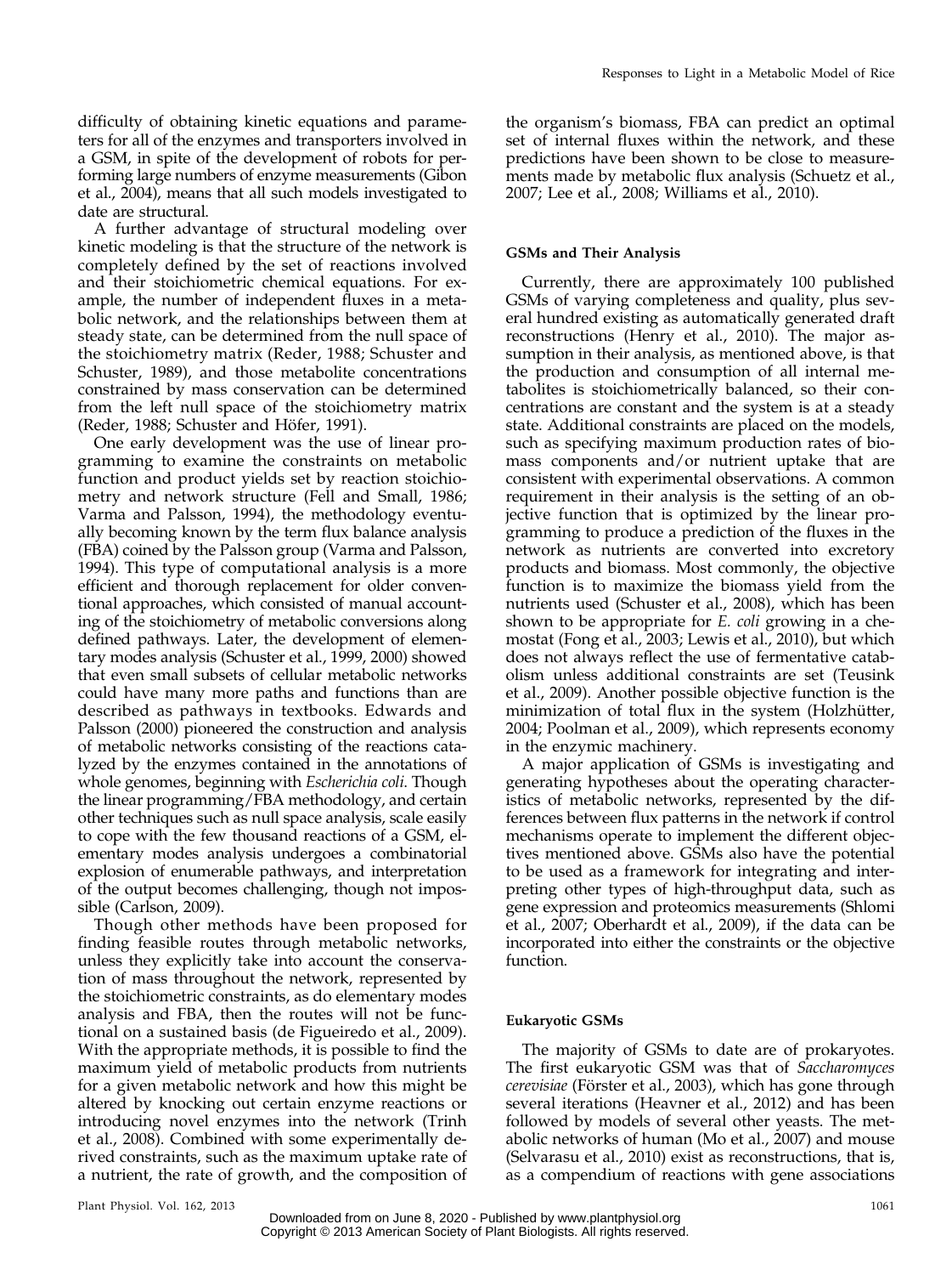difficulty of obtaining kinetic equations and parameters for all of the enzymes and transporters involved in a GSM, in spite of the development of robots for performing large numbers of enzyme measurements (Gibon et al., 2004), means that all such models investigated to date are structural.

A further advantage of structural modeling over kinetic modeling is that the structure of the network is completely defined by the set of reactions involved and their stoichiometric chemical equations. For example, the number of independent fluxes in a metabolic network, and the relationships between them at steady state, can be determined from the null space of the stoichiometry matrix (Reder, 1988; Schuster and Schuster, 1989), and those metabolite concentrations constrained by mass conservation can be determined from the left null space of the stoichiometry matrix (Reder, 1988; Schuster and Höfer, 1991).

One early development was the use of linear programming to examine the constraints on metabolic function and product yields set by reaction stoichiometry and network structure (Fell and Small, 1986; Varma and Palsson, 1994), the methodology eventually becoming known by the term flux balance analysis (FBA) coined by the Palsson group (Varma and Palsson, 1994). This type of computational analysis is a more efficient and thorough replacement for older conventional approaches, which consisted of manual accounting of the stoichiometry of metabolic conversions along defined pathways. Later, the development of elementary modes analysis (Schuster et al., 1999, 2000) showed that even small subsets of cellular metabolic networks could have many more paths and functions than are described as pathways in textbooks. Edwards and Palsson (2000) pioneered the construction and analysis of metabolic networks consisting of the reactions catalyzed by the enzymes contained in the annotations of whole genomes, beginning with *Escherichia coli*. Though the linear programming/FBA methodology, and certain other techniques such as null space analysis, scale easily to cope with the few thousand reactions of a GSM, elementary modes analysis undergoes a combinatorial explosion of enumerable pathways, and interpretation of the output becomes challenging, though not impossible (Carlson, 2009).

Though other methods have been proposed for finding feasible routes through metabolic networks, unless they explicitly take into account the conservation of mass throughout the network, represented by the stoichiometric constraints, as do elementary modes analysis and FBA, then the routes will not be functional on a sustained basis (de Figueiredo et al., 2009). With the appropriate methods, it is possible to find the maximum yield of metabolic products from nutrients for a given metabolic network and how this might be altered by knocking out certain enzyme reactions or introducing novel enzymes into the network (Trinh et al., 2008). Combined with some experimentally derived constraints, such as the maximum uptake rate of a nutrient, the rate of growth, and the composition of the organism's biomass, FBA can predict an optimal set of internal fluxes within the network, and these predictions have been shown to be close to measurements made by metabolic flux analysis (Schuetz et al., 2007; Lee et al., 2008; Williams et al., 2010).

### GSMs and Their Analysis

Currently, there are approximately 100 published GSMs of varying completeness and quality, plus several hundred existing as automatically generated draft reconstructions (Henry et al., 2010). The major assumption in their analysis, as mentioned above, is that the production and consumption of all internal metabolites is stoichiometrically balanced, so their concentrations are constant and the system is at a steady state. Additional constraints are placed on the models, such as specifying maximum production rates of biomass components and/or nutrient uptake that are consistent with experimental observations. A common requirement in their analysis is the setting of an objective function that is optimized by the linear programming to produce a prediction of the fluxes in the network as nutrients are converted into excretory products and biomass. Most commonly, the objective function is to maximize the biomass yield from the nutrients used (Schuster et al., 2008), which has been shown to be appropriate for *E. coli* growing in a chemostat (Fong et al., 2003; Lewis et al., 2010), but which does not always reflect the use of fermentative catabolism unless additional constraints are set (Teusink et al., 2009). Another possible objective function is the minimization of total flux in the system (Holzhütter, 2004; Poolman et al., 2009), which represents economy in the enzymic machinery.

A major application of GSMs is investigating and generating hypotheses about the operating characteristics of metabolic networks, represented by the differences between flux patterns in the network if control mechanisms operate to implement the different objectives mentioned above. GSMs also have the potential to be used as a framework for integrating and interpreting other types of high-throughput data, such as gene expression and proteomics measurements (Shlomi et al., 2007; Oberhardt et al., 2009), if the data can be incorporated into either the constraints or the objective function.

### Eukaryotic GSMs

The majority of GSMs to date are of prokaryotes. The first eukaryotic GSM was that of *Saccharomyces cerevisiae* (Förster et al., 2003), which has gone through several iterations (Heavner et al., 2012) and has been followed by models of several other yeasts. The metabolic networks of human (Mo et al., 2007) and mouse (Selvarasu et al., 2010) exist as reconstructions, that is, as a compendium of reactions with gene associations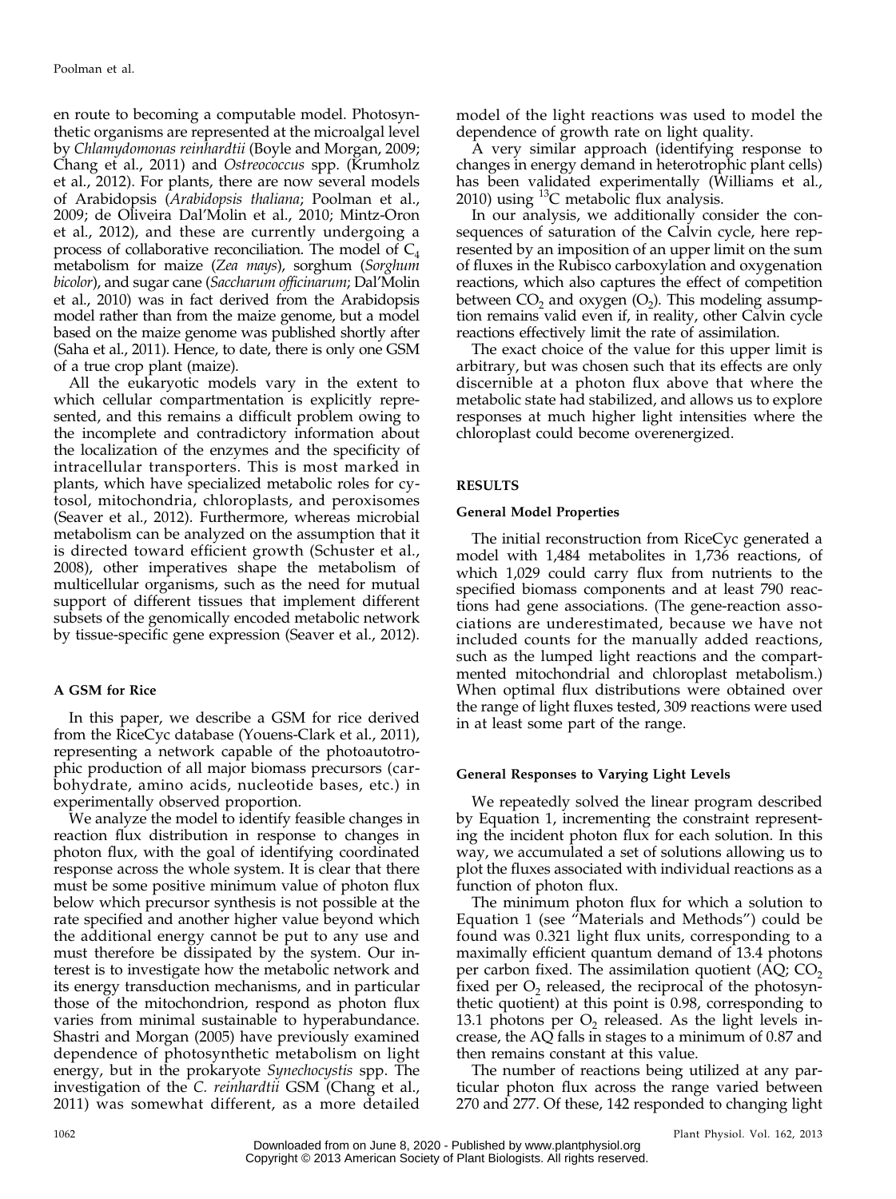en route to becoming a computable model. Photosynthetic organisms are represented at the microalgal level by *Chlamydomonas reinhardtii* (Boyle and Morgan, 2009; Chang et al., 2011) and *Ostreococcus* spp. (Krumholz et al., 2012). For plants, there are now several models of Arabidopsis (*Arabidopsis thaliana*; Poolman et al., 2009; de Oliveira Dal'Molin et al., 2010; Mintz-Oron et al., 2012), and these are currently undergoing a process of collaborative reconciliation. The model of $C_4$ metabolism for maize (*Zea mays*), sorghum (*Sorghum bicolor*), and sugar cane (*Saccharum officinarum*; Dal'Molin et al., 2010) was in fact derived from the Arabidopsis model rather than from the maize genome, but a model based on the maize genome was published shortly after (Saha et al., 2011). Hence, to date, there is only one GSM of a true crop plant (maize).

All the eukaryotic models vary in the extent to which cellular compartmentation is explicitly represented, and this remains a difficult problem owing to the incomplete and contradictory information about the localization of the enzymes and the specificity of intracellular transporters. This is most marked in plants, which have specialized metabolic roles for cytosol, mitochondria, chloroplasts, and peroxisomes (Seaver et al., 2012). Furthermore, whereas microbial metabolism can be analyzed on the assumption that it is directed toward efficient growth (Schuster et al., 2008), other imperatives shape the metabolism of multicellular organisms, such as the need for mutual support of different tissues that implement different subsets of the genomically encoded metabolic network by tissue-specific gene expression (Seaver et al., 2012).

### A GSM for Rice

In this paper, we describe a GSM for rice derived from the RiceCyc database (Youens-Clark et al., 2011), representing a network capable of the photoautotrophic production of all major biomass precursors (carbohydrate, amino acids, nucleotide bases, etc.) in experimentally observed proportion.

We analyze the model to identify feasible changes in reaction flux distribution in response to changes in photon flux, with the goal of identifying coordinated response across the whole system. It is clear that there must be some positive minimum value of photon flux below which precursor synthesis is not possible at the rate specified and another higher value beyond which the additional energy cannot be put to any use and must therefore be dissipated by the system. Our interest is to investigate how the metabolic network and its energy transduction mechanisms, and in particular those of the mitochondrion, respond as photon flux varies from minimal sustainable to hyperabundance. Shastri and Morgan (2005) have previously examined dependence of photosynthetic metabolism on light energy, but in the prokaryote *Synechocystis* spp. The investigation of the *C. reinhardtii* GSM (Chang et al., 2011) was somewhat different, as a more detailed model of the light reactions was used to model the dependence of growth rate on light quality.

A very similar approach (identifying response to changes in energy demand in heterotrophic plant cells) has been validated experimentally (Williams et al., 2010) using $^{13}C$ metabolic flux analysis.

In our analysis, we additionally consider the consequences of saturation of the Calvin cycle, here represented by an imposition of an upper limit on the sum of fluxes in the Rubisco carboxylation and oxygenation reactions, which also captures the effect of competition between $CO_2$ and oxygen ($O_2$). This modeling assumption remains valid even if, in reality, other Calvin cycle reactions effectively limit the rate of assimilation.

The exact choice of the value for this upper limit is arbitrary, but was chosen such that its effects are only discernible at a photon flux above that where the metabolic state had stabilized, and allows us to explore responses at much higher light intensities where the chloroplast could become overenergized.

## RESULTS

### General Model Properties

The initial reconstruction from RiceCyc generated a model with 1,484 metabolites in 1,736 reactions, of which 1,029 could carry flux from nutrients to the specified biomass components and at least 790 reactions had gene associations. (The gene-reaction associations are underestimated, because we have not included counts for the manually added reactions, such as the lumped light reactions and the compartmented mitochondrial and chloroplast metabolism.) When optimal flux distributions were obtained over the range of light fluxes tested, 309 reactions were used in at least some part of the range.

### General Responses to Varying Light Levels

We repeatedly solved the linear program described by Equation 1, incrementing the constraint representing the incident photon flux for each solution. In this way, we accumulated a set of solutions allowing us to plot the fluxes associated with individual reactions as a function of photon flux.

The minimum photon flux for which a solution to Equation 1 (see "Materials and Methods") could be found was 0.321 light flux units, corresponding to a maximally efficient quantum demand of 13.4 photons per carbon fixed. The assimilation quotient (AQ; $CO_2$ fixed per $O_2$ released, the reciprocal of the photosynthetic quotient) at this point is 0.98, corresponding to 13.1 photons per $O_2$ released. As the light levels increase, the AQ falls in stages to a minimum of 0.87 and then remains constant at this value.

The number of reactions being utilized at any particular photon flux across the range varied between 270 and 277. Of these, 142 responded to changing light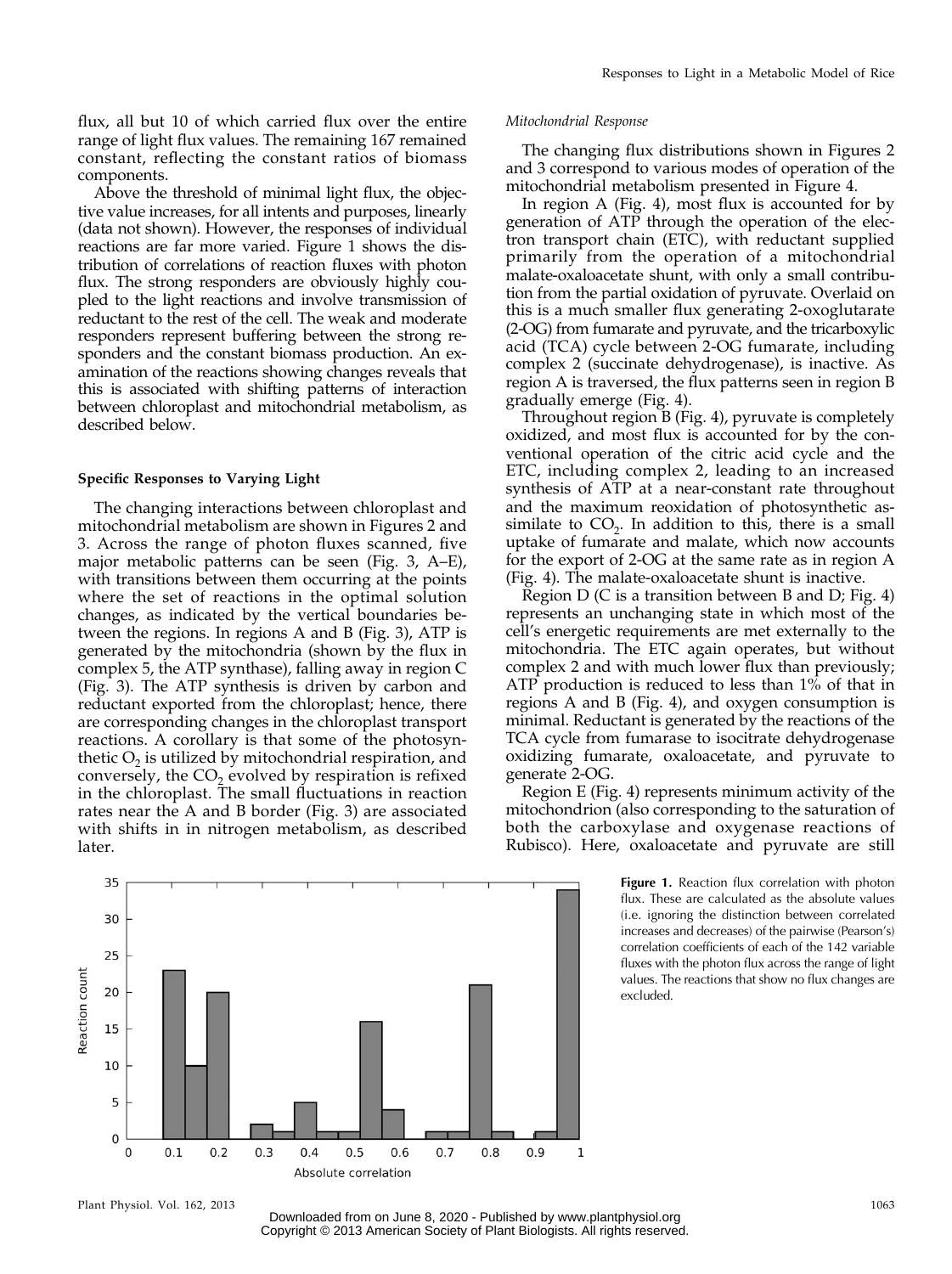flux, all but 10 of which carried flux over the entire range of light flux values. The remaining 167 remained constant, reflecting the constant ratios of biomass components.

Above the threshold of minimal light flux, the objective value increases, for all intents and purposes, linearly (data not shown). However, the responses of individual reactions are far more varied. Figure 1 shows the distribution of correlations of reaction fluxes with photon flux. The strong responders are obviously highly coupled to the light reactions and involve transmission of reductant to the rest of the cell. The weak and moderate responders represent buffering between the strong responders and the constant biomass production. An examination of the reactions showing changes reveals that this is associated with shifting patterns of interaction between chloroplast and mitochondrial metabolism, as described below.

### Specific Responses to Varying Light

The changing interactions between chloroplast and mitochondrial metabolism are shown in Figures 2 and 3. Across the range of photon fluxes scanned, five major metabolic patterns can be seen (Fig. 3, A–E), with transitions between them occurring at the points where the set of reactions in the optimal solution changes, as indicated by the vertical boundaries between the regions. In regions A and B (Fig. 3), ATP is generated by the mitochondria (shown by the flux in complex 5, the ATP synthase), falling away in region C (Fig. 3). The ATP synthesis is driven by carbon and reductant exported from the chloroplast; hence, there are corresponding changes in the chloroplast transport reactions. A corollary is that some of the photosynthetic $O_2$ is utilized by mitochondrial respiration, and conversely, the $CO_2$ evolved by respiration is refixed in the chloroplast. The small fluctuations in reaction rates near the A and B border (Fig. 3) are associated with shifts in in nitrogen metabolism, as described later.

#### *Mitochondrial Response*

The changing flux distributions shown in Figures 2 and 3 correspond to various modes of operation of the mitochondrial metabolism presented in Figure 4.

In region A (Fig. 4), most flux is accounted for by generation of ATP through the operation of the electron transport chain (ETC), with reductant supplied primarily from the operation of a mitochondrial malate-oxaloacetate shunt, with only a small contribution from the partial oxidation of pyruvate. Overlaid on this is a much smaller flux generating 2-oxoglutarate (2-OG) from fumarate and pyruvate, and the tricarboxylic acid (TCA) cycle between 2-OG fumarate, including complex 2 (succinate dehydrogenase), is inactive. As region A is traversed, the flux patterns seen in region B gradually emerge (Fig. 4).

Throughout region B (Fig. 4), pyruvate is completely oxidized, and most flux is accounted for by the conventional operation of the citric acid cycle and the ETC, including complex 2, leading to an increased synthesis of ATP at a near-constant rate throughout and the maximum reoxidation of photosynthetic assimilate to $CO_2$. In addition to this, there is a small uptake of fumarate and malate, which now accounts for the export of 2-OG at the same rate as in region A (Fig. 4). The malate-oxaloacetate shunt is inactive.

Region D (C is a transition between B and D; Fig. 4) represents an unchanging state in which most of the cell's energetic requirements are met externally to the mitochondria. The ETC again operates, but without complex 2 and with much lower flux than previously; ATP production is reduced to less than 1% of that in regions A and B (Fig. 4), and oxygen consumption is minimal. Reductant is generated by the reactions of the TCA cycle from fumarase to isocitrate dehydrogenase oxidizing fumarate, oxaloacetate, and pyruvate to generate 2-OG.

Region E (Fig. 4) represents minimum activity of the mitochondrion (also corresponding to the saturation of both the carboxylase and oxygenase reactions of Rubisco). Here, oxaloacetate and pyruvate are still

**Figure 1.** Reaction flux correlation with photon flux. These are calculated as the absolute values (i.e. ignoring the distinction between correlated increases and decreases) of the pairwise (Pearson's) correlation coefficients of each of the 142 variable fluxes with the photon flux across the range of light values. The reactions that show no flux changes are excluded.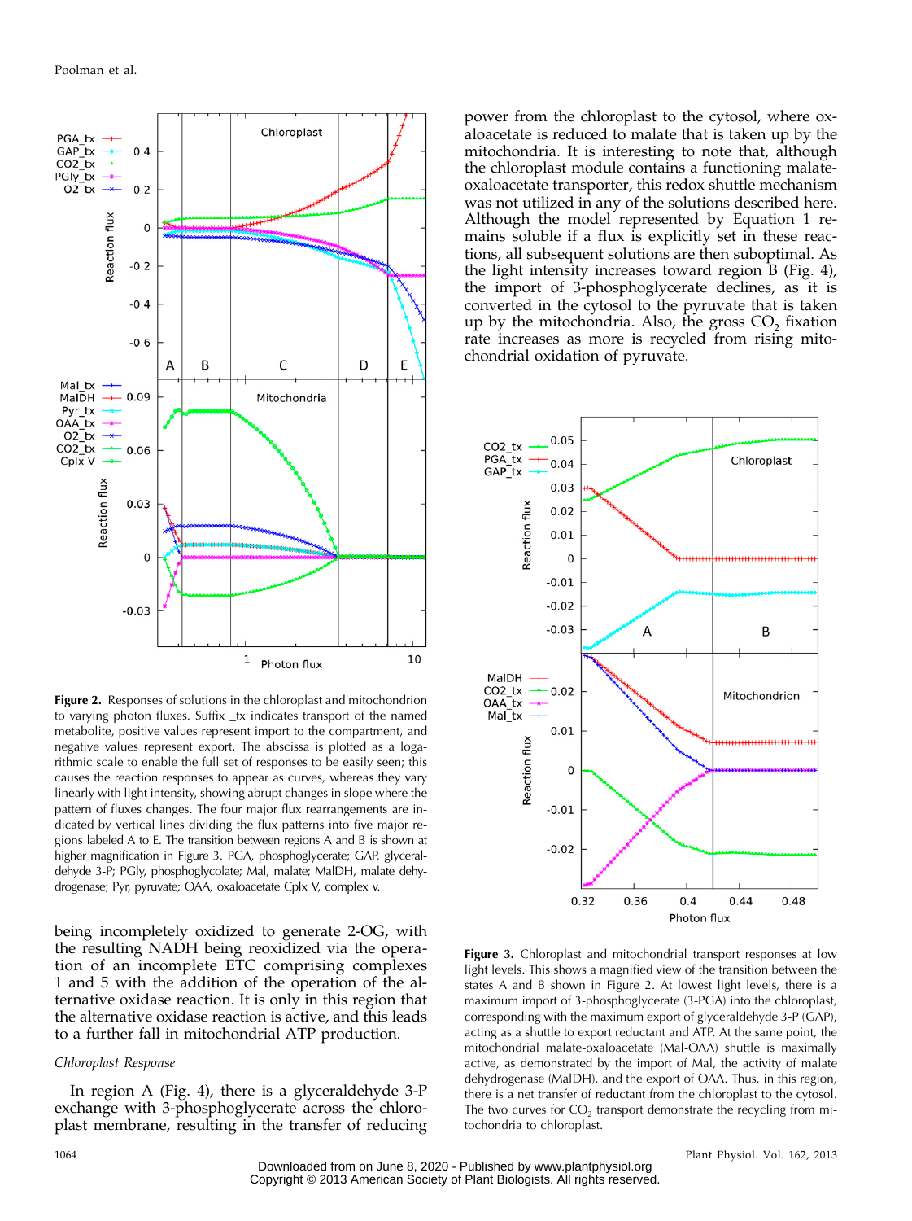**Figure 2.** Responses of solutions in the chloroplast and mitochondrion to varying photon fluxes. Suffix _tx indicates transport of the named metabolite, positive values represent import to the compartment, and negative values represent export. The abscissa is plotted as a logarithmic scale to enable the full set of responses to be easily seen; this causes the reaction responses to appear as curves, whereas they vary linearly with light intensity, showing abrupt changes in slope where the pattern of fluxes changes. The four major flux rearrangements are indicated by vertical lines dividing the flux patterns into five major regions labeled A to E. The transition between regions A and B is shown at higher magnification in Figure 3. PGA, phosphoglycerate; GAP, glyceraldehyde 3-P; PGly, phosphoglycolate; Mal, malate; MalDH, malate dehydrogenase; Pyr, pyruvate; OAA, oxaloacetate Cplx V, complex v.

being incompletely oxidized to generate 2-OG, with the resulting NADH being reoxidized via the operation of an incomplete ETC comprising complexes 1 and 5 with the addition of the operation of the alternative oxidase reaction. It is only in this region that the alternative oxidase reaction is active, and this leads to a further fall in mitochondrial ATP production.

*Chloroplast Response*

In region A (Fig. 4), there is a glyceraldehyde 3-P exchange with 3-phosphoglycerate across the chloroplast membrane, resulting in the transfer of reducing power from the chloroplast to the cytosol, where oxaloacetate is reduced to malate that is taken up by the mitochondria. It is interesting to note that, although the chloroplast module contains a functioning malate-oxaloacetate transporter, this redox shuttle mechanism was not utilized in any of the solutions described here. Although the model represented by Equation 1 remains soluble if a flux is explicitly set in these reactions, all subsequent solutions are then suboptimal. As the light intensity increases toward region B (Fig. 4), the import of 3-phosphoglycerate declines, as it is converted in the cytosol to the pyruvate that is taken up by the mitochondria. Also, the gross $CO_2$ fixation rate increases as more is recycled from rising mitochondrial oxidation of pyruvate.

**Figure 3.** Chloroplast and mitochondrial transport responses at low light levels. This shows a magnified view of the transition between the states A and B shown in Figure 2. At lowest light levels, there is a maximum import of 3-phosphoglycerate (3-PGA) into the chloroplast, corresponding with the maximum export of glyceraldehyde 3-P (GAP), acting as a shuttle to export reductant and ATP. At the same point, the mitochondrial malate-oxaloacetate (Mal-OAA) shuttle is maximally active, as demonstrated by the import of Mal, the activity of malate dehydrogenase (MalDH), and the export of OAA. Thus, in this region, there is a net transfer of reductant from the chloroplast to the cytosol. The two curves for $CO_2$ transport demonstrate the recycling from mitochondria to chloroplast.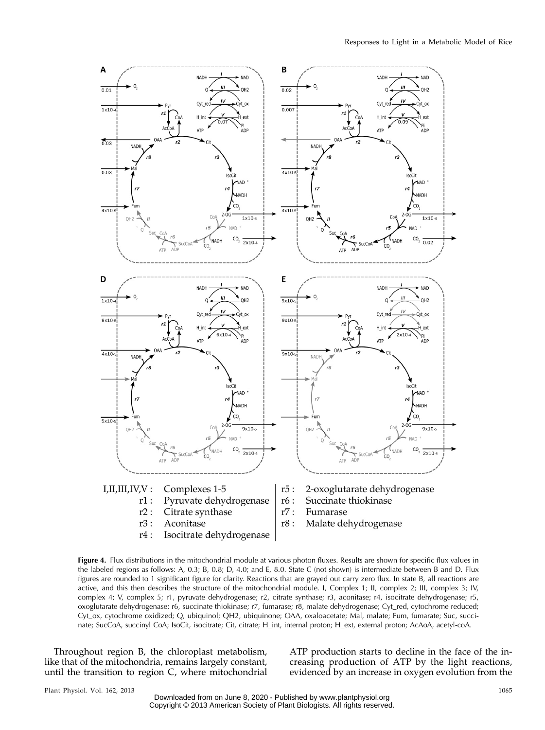I,II,III,IV,V : Complexes 1-5
r1 : Pyruvate dehydrogenase
r2 : Citrate synthase
r3 : Aconitase
r4 : Isocitrate dehydrogenase
r5 : 2-oxoglutarate dehydrogenase
r6 : Succinate thiokinase
r7 : Fumarase
r8 : Malate dehydrogenase

**Figure 4.** Flux distributions in the mitochondrial module at various photon fluxes. Results are shown for specific flux values in the labeled regions as follows: A, 0.3; B, 0.8; D, 4.0; and E, 8.0. State C (not shown) is intermediate between B and D. Flux figures are rounded to 1 significant figure for clarity. Reactions that are grayed out carry zero flux. In state B, all reactions are active, and this then describes the structure of the mitochondrial module. I, Complex 1; II, complex 2; III, complex 3; IV, complex 4; V, complex 5; r1, pyruvate dehydrogenase; r2, citrate synthase; r3, aconitase; r4, isocitrate dehydrogenase; r5, oxoglutarate dehydrogenase; r6, succinate thiokinase; r7, fumarase; r8, malate dehydrogenase; Cyt_red, cytochrome reduced; Cyt_ox, cytochrome oxidized; Q, ubiquinol; QH2, ubiquinone; OAA, oxaloacetate; Mal, malate; Fum, fumarate; Suc, succinate; SucCoA, succinyl CoA; IsoCit, isocitrate; Cit, citrate; H_int, internal proton; H_ext, external proton; AcAoA, acetyl-coA.

Throughout region B, the chloroplast metabolism, like that of the mitochondria, remains largely constant, until the transition to region C, where mitochondrial ATP production starts to decline in the face of the increasing production of ATP by the light reactions, evidenced by an increase in oxygen evolution from the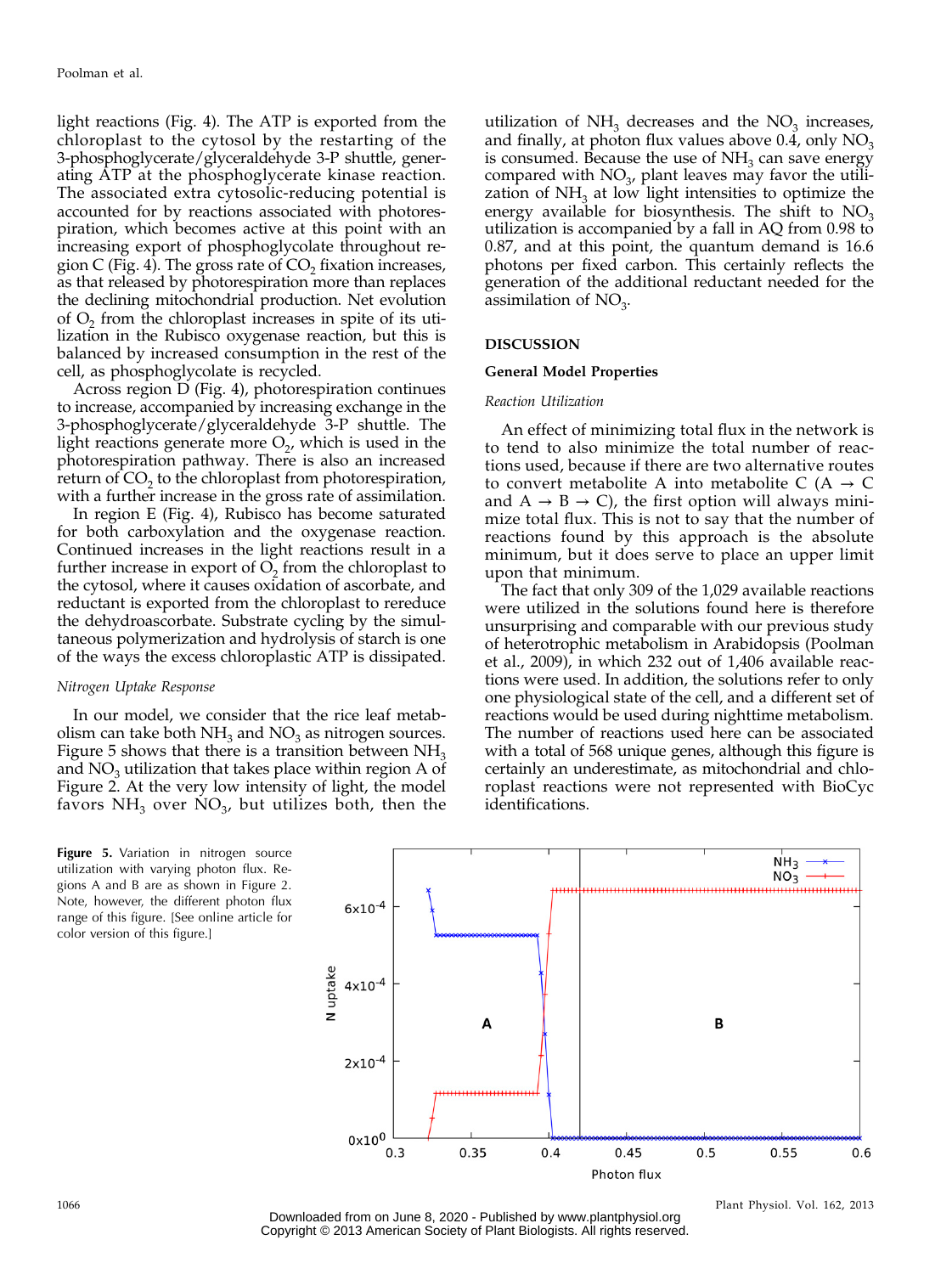light reactions (Fig. 4). The ATP is exported from the chloroplast to the cytosol by the restarting of the 3-phosphoglycerate/glyceraldehyde 3-P shuttle, generating ATP at the phosphoglycerate kinase reaction. The associated extra cytosolic-reducing potential is accounted for by reactions associated with photorespiration, which becomes active at this point with an increasing export of phosphoglycolate throughout region C (Fig. 4). The gross rate of $CO_2$ fixation increases, as that released by photorespiration more than replaces the declining mitochondrial production. Net evolution of $O_2$ from the chloroplast increases in spite of its utilization in the Rubisco oxygenase reaction, but this is balanced by increased consumption in the rest of the cell, as phosphoglycolate is recycled.

Across region D (Fig. 4), photorespiration continues to increase, accompanied by increasing exchange in the 3-phosphoglycerate/glyceraldehyde 3-P shuttle. The light reactions generate more $O_2$, which is used in the photorespiration pathway. There is also an increased return of $CO_2$ to the chloroplast from photorespiration, with a further increase in the gross rate of assimilation.

In region E (Fig. 4), Rubisco has become saturated for both carboxylation and the oxygenase reaction. Continued increases in the light reactions result in a further increase in export of $O_2$ from the chloroplast to the cytosol, where it causes oxidation of ascorbate, and reductant is exported from the chloroplast to rereduce the dehydroascorbate. Substrate cycling by the simultaneous polymerization and hydrolysis of starch is one of the ways the excess chloroplastic ATP is dissipated.

*Nitrogen Uptake Response*

In our model, we consider that the rice leaf metabolism can take both $NH_3$ and $NO_3$ as nitrogen sources. Figure 5 shows that there is a transition between $NH_3$ and $NO_3$ utilization that takes place within region A of Figure 2. At the very low intensity of light, the model favors $NH_3$ over $NO_3$, but utilizes both, then the utilization of $NH_3$ decreases and the $NO_3$ increases, and finally, at photon flux values above 0.4, only $NO_3$ is consumed. Because the use of $NH_3$ can save energy compared with $NO_3$, plant leaves may favor the utilization of $NH_3$ at low light intensities to optimize the energy available for biosynthesis. The shift to $NO_3$ utilization is accompanied by a fall in AQ from 0.98 to 0.87, and at this point, the quantum demand is 16.6 photons per fixed carbon. This certainly reflects the generation of the additional reductant needed for the assimilation of $NO_3$.

## DISCUSSION

### General Model Properties

*Reaction Utilization*

An effect of minimizing total flux in the network is to tend to also minimize the total number of reactions used, because if there are two alternative routes to convert metabolite A into metabolite C (A → C and A → B → C), the first option will always minimize total flux. This is not to say that the number of reactions found by this approach is the absolute minimum, but it does serve to place an upper limit upon that minimum.

The fact that only 309 of the 1,029 available reactions were utilized in the solutions found here is therefore unsurprising and comparable with our previous study of heterotrophic metabolism in Arabidopsis (Poolman et al., 2009), in which 232 out of 1,406 available reactions were used. In addition, the solutions refer to only one physiological state of the cell, and a different set of reactions would be used during nighttime metabolism. The number of reactions used here can be associated with a total of 568 unique genes, although this figure is certainly an underestimate, as mitochondrial and chloroplast reactions were not represented with BioCyc identifications.

**Figure 5.** Variation in nitrogen source utilization with varying photon flux. Regions A and B are as shown in Figure 2. Note, however, the different photon flux range of this figure. [See online article for color version of this figure.]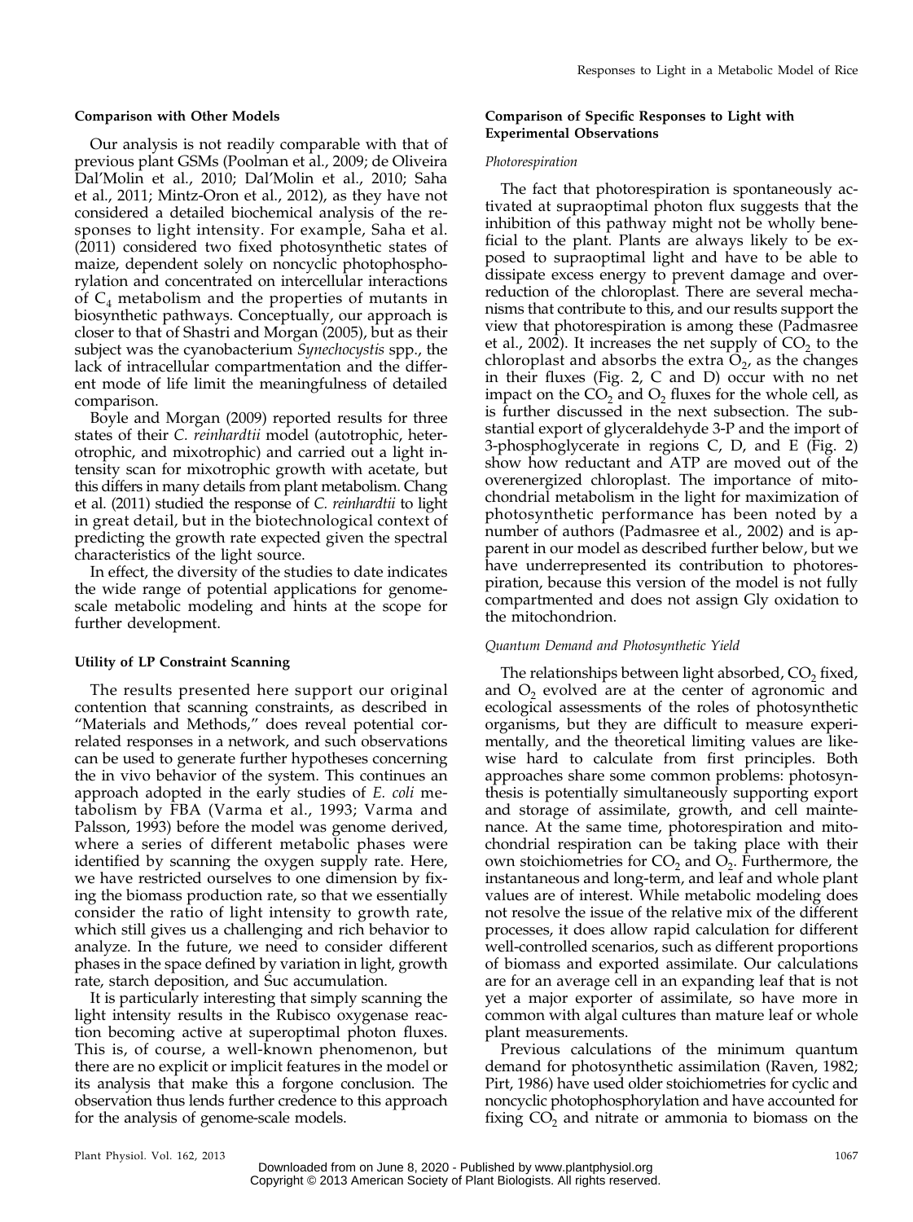### Comparison with Other Models

Our analysis is not readily comparable with that of previous plant GSMs (Poolman et al., 2009; de Oliveira Dal'Molin et al., 2010; Dal'Molin et al., 2010; Saha et al., 2011; Mintz-Oron et al., 2012), as they have not considered a detailed biochemical analysis of the responses to light intensity. For example, Saha et al. (2011) considered two fixed photosynthetic states of maize, dependent solely on noncyclic photophosphorylation and concentrated on intercellular interactions of $C_4$ metabolism and the properties of mutants in biosynthetic pathways. Conceptually, our approach is closer to that of Shastri and Morgan (2005), but as their subject was the cyanobacterium *Synechocystis* spp., the lack of intracellular compartmentation and the different mode of life limit the meaningfulness of detailed comparison.

Boyle and Morgan (2009) reported results for three states of their *C. reinhardtii* model (autotrophic, heterotrophic, and mixotrophic) and carried out a light intensity scan for mixotrophic growth with acetate, but this differs in many details from plant metabolism. Chang et al. (2011) studied the response of *C. reinhardtii* to light in great detail, but in the biotechnological context of predicting the growth rate expected given the spectral characteristics of the light source.

In effect, the diversity of the studies to date indicates the wide range of potential applications for genome-scale metabolic modeling and hints at the scope for further development.

### Utility of LP Constraint Scanning

The results presented here support our original contention that scanning constraints, as described in "Materials and Methods," does reveal potential correlated responses in a network, and such observations can be used to generate further hypotheses concerning the in vivo behavior of the system. This continues an approach adopted in the early studies of *E. coli* metabolism by FBA (Varma et al., 1993; Varma and Palsson, 1993) before the model was genome derived, where a series of different metabolic phases were identified by scanning the oxygen supply rate. Here, we have restricted ourselves to one dimension by fixing the biomass production rate, so that we essentially consider the ratio of light intensity to growth rate, which still gives us a challenging and rich behavior to analyze. In the future, we need to consider different phases in the space defined by variation in light, growth rate, starch deposition, and Suc accumulation.

It is particularly interesting that simply scanning the light intensity results in the Rubisco oxygenase reaction becoming active at superoptimal photon fluxes. This is, of course, a well-known phenomenon, but there are no explicit or implicit features in the model or its analysis that make this a forgone conclusion. The observation thus lends further credence to this approach for the analysis of genome-scale models.

### Comparison of Specific Responses to Light with Experimental Observations

#### *Photorespiration*

The fact that photorespiration is spontaneously activated at supraoptimal photon flux suggests that the inhibition of this pathway might not be wholly beneficial to the plant. Plants are always likely to be exposed to supraoptimal light and have to be able to dissipate excess energy to prevent damage and overreduction of the chloroplast. There are several mechanisms that contribute to this, and our results support the view that photorespiration is among these (Padmasree et al., 2002). It increases the net supply of $CO_2$ to the chloroplast and absorbs the extra $O_2$, as the changes in their fluxes (Fig. 2, C and D) occur with no net impact on the $CO_2$ and $O_2$ fluxes for the whole cell, as is further discussed in the next subsection. The substantial export of glyceraldehyde 3-P and the import of 3-phosphoglycerate in regions C, D, and E (Fig. 2) show how reductant and ATP are moved out of the overenergized chloroplast. The importance of mitochondrial metabolism in the light for maximization of photosynthetic performance has been noted by a number of authors (Padmasree et al., 2002) and is apparent in our model as described further below, but we have underrepresented its contribution to photorespiration, because this version of the model is not fully compartmented and does not assign Gly oxidation to the mitochondrion.

#### *Quantum Demand and Photosynthetic Yield*

The relationships between light absorbed, $CO_2$ fixed, and $O_2$ evolved are at the center of agronomic and ecological assessments of the roles of photosynthetic organisms, but they are difficult to measure experimentally, and the theoretical limiting values are likewise hard to calculate from first principles. Both approaches share some common problems: photosynthesis is potentially simultaneously supporting export and storage of assimilate, growth, and cell maintenance. At the same time, photorespiration and mitochondrial respiration can be taking place with their own stoichiometries for $CO_2$ and $O_2$. Furthermore, the instantaneous and long-term, and leaf and whole plant values are of interest. While metabolic modeling does not resolve the issue of the relative mix of the different processes, it does allow rapid calculation for different well-controlled scenarios, such as different proportions of biomass and exported assimilate. Our calculations are for an average cell in an expanding leaf that is not yet a major exporter of assimilate, so have more in common with algal cultures than mature leaf or whole plant measurements.

Previous calculations of the minimum quantum demand for photosynthetic assimilation (Raven, 1982; Pirt, 1986) have used older stoichiometries for cyclic and noncyclic photophosphorylation and have accounted for fixing $CO_2$ and nitrate or ammonia to biomass on the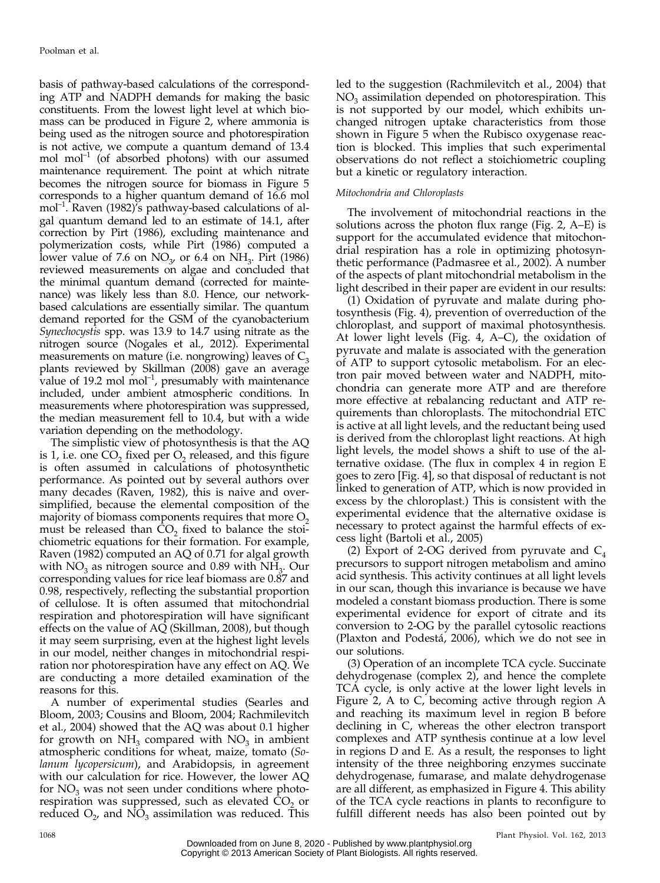basis of pathway-based calculations of the corresponding ATP and NADPH demands for making the basic constituents. From the lowest light level at which biomass can be produced in Figure 2, where ammonia is being used as the nitrogen source and photorespiration is not active, we compute a quantum demand of 13.4 mol $mol^{-1}$ (of absorbed photons) with our assumed maintenance requirement. The point at which nitrate becomes the nitrogen source for biomass in Figure 5 corresponds to a higher quantum demand of 16.6 mol $mol^{-1}$. Raven (1982)'s pathway-based calculations of algal quantum demand led to an estimate of 14.1, after correction by Pirt (1986), excluding maintenance and polymerization costs, while Pirt (1986) computed a lower value of 7.6 on $NO_3$, or 6.4 on $NH_3$. Pirt (1986) reviewed measurements on algae and concluded that the minimal quantum demand (corrected for maintenance) was likely less than 8.0. Hence, our network-based calculations are essentially similar. The quantum demand reported for the GSM of the cyanobacterium *Synechocystis* spp. was 13.9 to 14.7 using nitrate as the nitrogen source (Nogales et al., 2012). Experimental measurements on mature (i.e. nongrowing) leaves of $C_3$ plants reviewed by Skillman (2008) gave an average value of 19.2 mol $mol^{-1}$, presumably with maintenance included, under ambient atmospheric conditions. In measurements where photorespiration was suppressed, the median measurement fell to 10.4, but with a wide variation depending on the methodology.

The simplistic view of photosynthesis is that the AQ is 1, i.e. one $CO_2$ fixed per $O_2$ released, and this figure is often assumed in calculations of photosynthetic performance. As pointed out by several authors over many decades (Raven, 1982), this is naive and oversimplified, because the elemental composition of the majority of biomass components requires that more $O_2$ must be released than $CO_2$ fixed to balance the stoichiometric equations for their formation. For example, Raven (1982) computed an AQ of 0.71 for algal growth with $NO_3$ as nitrogen source and 0.89 with $NH_3$. Our corresponding values for rice leaf biomass are 0.87 and 0.98, respectively, reflecting the substantial proportion of cellulose. It is often assumed that mitochondrial respiration and photorespiration will have significant effects on the value of AQ (Skillman, 2008), but though it may seem surprising, even at the highest light levels in our model, neither changes in mitochondrial respiration nor photorespiration have any effect on AQ. We are conducting a more detailed examination of the reasons for this.

A number of experimental studies (Searles and Bloom, 2003; Cousins and Bloom, 2004; Rachmilevitch et al., 2004) showed that the AQ was about 0.1 higher for growth on $NH_3$ compared with $NO_3$ in ambient atmospheric conditions for wheat, maize, tomato (*Solanum lycopersicum*), and Arabidopsis, in agreement with our calculation for rice. However, the lower AQ for $NO_3$ was not seen under conditions where photorespiration was suppressed, such as elevated $CO_2$ or reduced $O_2$, and $NO_3$ assimilation was reduced. This led to the suggestion (Rachmilevitch et al., 2004) that $NO_3$ assimilation depended on photorespiration. This is not supported by our model, which exhibits unchanged nitrogen uptake characteristics from those shown in Figure 5 when the Rubisco oxygenase reaction is blocked. This implies that such experimental observations do not reflect a stoichiometric coupling but a kinetic or regulatory interaction.

### *Mitochondria and Chloroplasts*

The involvement of mitochondrial reactions in the solutions across the photon flux range (Fig. 2, A–E) is support for the accumulated evidence that mitochondrial respiration has a role in optimizing photosynthetic performance (Padmasree et al., 2002). A number of the aspects of plant mitochondrial metabolism in the light described in their paper are evident in our results:

(1) Oxidation of pyruvate and malate during photosynthesis (Fig. 4), prevention of overreduction of the chloroplast, and support of maximal photosynthesis. At lower light levels (Fig. 4, A–C), the oxidation of pyruvate and malate is associated with the generation of ATP to support cytosolic metabolism. For an electron pair moved between water and NADPH, mitochondria can generate more ATP and are therefore more effective at rebalancing reductant and ATP requirements than chloroplasts. The mitochondrial ETC is active at all light levels, and the reductant being used is derived from the chloroplast light reactions. At high light levels, the model shows a shift to use of the alternative oxidase. (The flux in complex 4 in region E goes to zero [Fig. 4], so that disposal of reductant is not linked to generation of ATP, which is now provided in excess by the chloroplast.) This is consistent with the experimental evidence that the alternative oxidase is necessary to protect against the harmful effects of excess light (Bartoli et al., 2005)

(2) Export of 2-OG derived from pyruvate and $C_4$ precursors to support nitrogen metabolism and amino acid synthesis. This activity continues at all light levels in our scan, though this invariance is because we have modeled a constant biomass production. There is some experimental evidence for export of citrate and its conversion to 2-OG by the parallel cytosolic reactions (Plaxton and Podestá, 2006), which we do not see in our solutions.

(3) Operation of an incomplete TCA cycle. Succinate dehydrogenase (complex 2), and hence the complete TCA cycle, is only active at the lower light levels in Figure 2, A to C, becoming active through region A and reaching its maximum level in region B before declining in C, whereas the other electron transport complexes and ATP synthesis continue at a low level in regions D and E. As a result, the responses to light intensity of the three neighboring enzymes succinate dehydrogenase, fumarase, and malate dehydrogenase are all different, as emphasized in Figure 4. This ability of the TCA cycle reactions in plants to reconfigure to fulfill different needs has also been pointed out by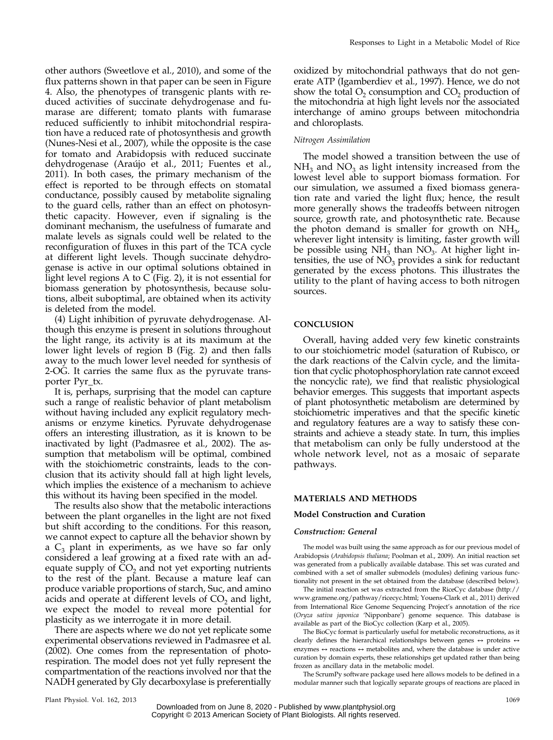other authors (Sweetlove et al., 2010), and some of the flux patterns shown in that paper can be seen in Figure 4. Also, the phenotypes of transgenic plants with reduced activities of succinate dehydrogenase and fumarase are different; tomato plants with fumarase reduced sufficiently to inhibit mitochondrial respiration have a reduced rate of photosynthesis and growth (Nunes-Nesi et al., 2007), while the opposite is the case for tomato and Arabidopsis with reduced succinate dehydrogenase (Araújo et al., 2011; Fuentes et al., 2011). In both cases, the primary mechanism of the effect is reported to be through effects on stomatal conductance, possibly caused by metabolite signaling to the guard cells, rather than an effect on photosynthetic capacity. However, even if signaling is the dominant mechanism, the usefulness of fumarate and malate levels as signals could well be related to the reconfiguration of fluxes in this part of the TCA cycle at different light levels. Though succinate dehydrogenase is active in our optimal solutions obtained in light level regions A to C (Fig. 2), it is not essential for biomass generation by photosynthesis, because solutions, albeit suboptimal, are obtained when its activity is deleted from the model.

(4) Light inhibition of pyruvate dehydrogenase. Although this enzyme is present in solutions throughout the light range, its activity is at its maximum at the lower light levels of region B (Fig. 2) and then falls away to the much lower level needed for synthesis of 2-OG. It carries the same flux as the pyruvate transporter Pyr_tx.

It is, perhaps, surprising that the model can capture such a range of realistic behavior of plant metabolism without having included any explicit regulatory mechanisms or enzyme kinetics. Pyruvate dehydrogenase offers an interesting illustration, as it is known to be inactivated by light (Padmasree et al., 2002). The assumption that metabolism will be optimal, combined with the stoichiometric constraints, leads to the conclusion that its activity should fall at high light levels, which implies the existence of a mechanism to achieve this without its having been specified in the model.

The results also show that the metabolic interactions between the plant organelles in the light are not fixed but shift according to the conditions. For this reason, we cannot expect to capture all the behavior shown by a $C_3$ plant in experiments, as we have so far only considered a leaf growing at a fixed rate with an adequate supply of $CO_2$ and not yet exporting nutrients to the rest of the plant. Because a mature leaf can produce variable proportions of starch, Suc, and amino acids and operate at different levels of $CO_2$ and light, we expect the model to reveal more potential for plasticity as we interrogate it in more detail.

There are aspects where we do not yet replicate some experimental observations reviewed in Padmasree et al. (2002). One comes from the representation of photorespiration. The model does not yet fully represent the compartmentation of the reactions involved nor that the NADH generated by Gly decarboxylase is preferentially oxidized by mitochondrial pathways that do not generate ATP (Igamberdiev et al., 1997). Hence, we do not show the total $O_2$ consumption and $CO_2$ production of the mitochondria at high light levels nor the associated interchange of amino groups between mitochondria and chloroplasts.

*Nitrogen Assimilation*

The model showed a transition between the use of $NH_3$ and $NO_3$ as light intensity increased from the lowest level able to support biomass formation. For our simulation, we assumed a fixed biomass generation rate and varied the light flux; hence, the result more generally shows the tradeoffs between nitrogen source, growth rate, and photosynthetic rate. Because the photon demand is smaller for growth on $NH_3$, wherever light intensity is limiting, faster growth will be possible using $NH_3$ than $NO_3$. At higher light intensities, the use of $NO_3$ provides a sink for reductant generated by the excess photons. This illustrates the utility to the plant of having access to both nitrogen sources.

## CONCLUSION

Overall, having added very few kinetic constraints to our stoichiometric model (saturation of Rubisco, or the dark reactions of the Calvin cycle, and the limitation that cyclic photophosphorylation rate cannot exceed the noncyclic rate), we find that realistic physiological behavior emerges. This suggests that important aspects of plant photosynthetic metabolism are determined by stoichiometric imperatives and that the specific kinetic and regulatory features are a way to satisfy these constraints and achieve a steady state. In turn, this implies that metabolism can only be fully understood at the whole network level, not as a mosaic of separate pathways.

## MATERIALS AND METHODS

### Model Construction and Curation

#### *Construction: General*

The model was built using the same approach as for our previous model of Arabidopsis (*Arabidopsis thaliana*; Poolman et al., 2009). An initial reaction set was generated from a publically available database. This set was curated and combined with a set of smaller submodels (modules) defining various functionality not present in the set obtained from the database (described below).

The initial reaction set was extracted from the RiceCyc database (http://www.gramene.org/pathway/ricecyc.html; Youens-Clark et al., 2011) derived from International Rice Genome Sequencing Project's annotation of the rice (*Oryza sativa japonica* 'Nipponbare') genome sequence. This database is available as part of the BioCyc collection (Karp et al., 2005).

The BioCyc format is particularly useful for metabolic reconstructions, as it clearly defines the hierarchical relationships between genes ↔ proteins ↔ enzymes ↔ reactions ↔ metabolites and, where the database is under active curation by domain experts, these relationships get updated rather than being frozen as ancillary data in the metabolic model.

The ScrumPy software package used here allows models to be defined in a modular manner such that logically separate groups of reactions are placed in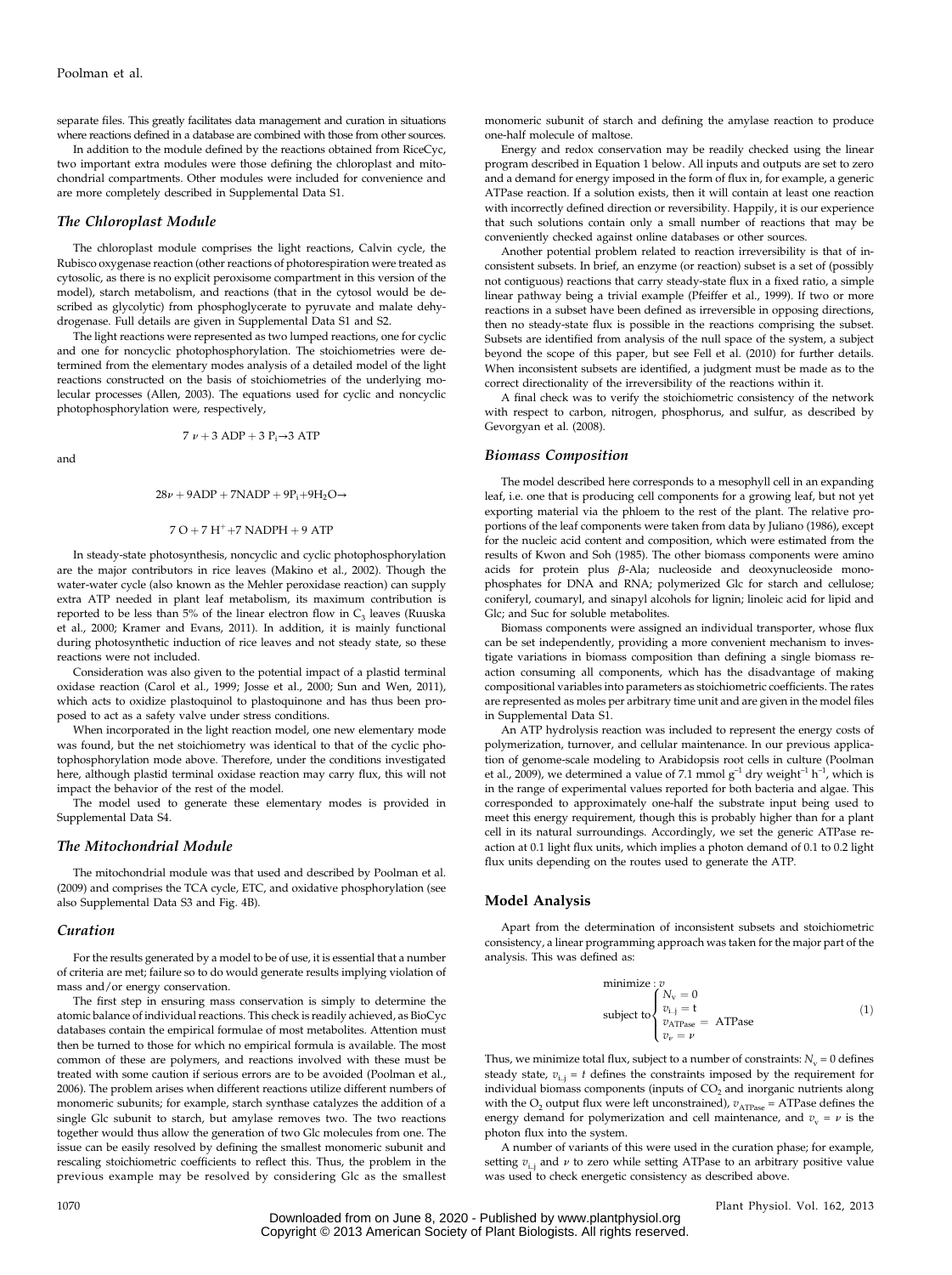separate files. This greatly facilitates data management and curation in situations where reactions defined in a database are combined with those from other sources.

In addition to the module defined by the reactions obtained from RiceCyc, two important extra modules were those defining the chloroplast and mitochondrial compartments. Other modules were included for convenience and are more completely described in Supplemental Data S1.

### The Chloroplast Module

The chloroplast module comprises the light reactions, Calvin cycle, the Rubisco oxygenase reaction (other reactions of photorespiration were treated as cytosolic, as there is no explicit peroxisome compartment in this version of the model), starch metabolism, and reactions (that in the cytosol would be described as glycolytic) from phosphoglycerate to pyruvate and malate dehydrogenase. Full details are given in Supplemental Data S1 and S2.

The light reactions were represented as two lumped reactions, one for cyclic and one for noncyclic photophosphorylation. The stoichiometries were determined from the elementary modes analysis of a detailed model of the light reactions constructed on the basis of stoichiometries of the underlying molecular processes (Allen, 2003). The equations used for cyclic and noncyclic photophosphorylation were, respectively,

$$7\ \nu + 3\ \text{ADP} + 3\ \text{P}_\text{i} \rightarrow 3\ \text{ATP}$$

and

$$28\nu + 9\text{ADP} + 7\text{NADP} + 9\text{P}_\text{i} + 9\text{H}_2\text{O} \rightarrow$$

$$7\ \text{O} + 7\ \text{H}^+ + 7\ \text{NADPH} + 9\ \text{ATP}$$

In steady-state photosynthesis, noncyclic and cyclic photophosphorylation are the major contributors in rice leaves (Makino et al., 2002). Though the water-water cycle (also known as the Mehler peroxidase reaction) can supply extra ATP needed in plant leaf metabolism, its maximum contribution is reported to be less than 5% of the linear electron flow in $C_3$ leaves (Ruuska et al., 2000; Kramer and Evans, 2011). In addition, it is mainly functional during photosynthetic induction of rice leaves and not steady state, so these reactions were not included.

Consideration was also given to the potential impact of a plastid terminal oxidase reaction (Carol et al., 1999; Josse et al., 2000; Sun and Wen, 2011), which acts to oxidize plastoquinol to plastoquinone and has thus been proposed to act as a safety valve under stress conditions.

When incorporated in the light reaction model, one new elementary mode was found, but the net stoichiometry was identical to that of the cyclic photophosphorylation mode above. Therefore, under the conditions investigated here, although plastid terminal oxidase reaction may carry flux, this will not impact the behavior of the rest of the model.

The model used to generate these elementary modes is provided in Supplemental Data S4.

### The Mitochondrial Module

The mitochondrial module was that used and described by Poolman et al. (2009) and comprises the TCA cycle, ETC, and oxidative phosphorylation (see also Supplemental Data S3 and Fig. 4B).

### Curation

For the results generated by a model to be of use, it is essential that a number of criteria are met; failure so to do would generate results implying violation of mass and/or energy conservation.

The first step in ensuring mass conservation is simply to determine the atomic balance of individual reactions. This check is readily achieved, as BioCyc databases contain the empirical formulae of most metabolites. Attention must then be turned to those for which no empirical formula is available. The most common of these are polymers, and reactions involved with these must be treated with some caution if serious errors are to be avoided (Poolman et al., 2006). The problem arises when different reactions utilize different numbers of monomeric subunits; for example, starch synthase catalyzes the addition of a single Glc subunit to starch, but amylase removes two. The two reactions together would thus allow the generation of two Glc molecules from one. The issue can be easily resolved by defining the smallest monomeric subunit and rescaling stoichiometric coefficients to reflect this. Thus, the problem in the previous example may be resolved by considering Glc as the smallest monomeric subunit of starch and defining the amylase reaction to produce one-half molecule of maltose.

Energy and redox conservation may be readily checked using the linear program described in Equation 1 below. All inputs and outputs are set to zero and a demand for energy imposed in the form of flux in, for example, a generic ATPase reaction. If a solution exists, then it will contain at least one reaction with incorrectly defined direction or reversibility. Happily, it is our experience that such solutions contain only a small number of reactions that may be conveniently checked against online databases or other sources.

Another potential problem related to reaction irreversibility is that of inconsistent subsets. In brief, an enzyme (or reaction) subset is a set of (possibly not contiguous) reactions that carry steady-state flux in a fixed ratio, a simple linear pathway being a trivial example (Pfeiffer et al., 1999). If two or more reactions in a subset have been defined as irreversible in opposing directions, then no steady-state flux is possible in the reactions comprising the subset. Subsets are identified from analysis of the null space of the system, a subject beyond the scope of this paper, but see Fell et al. (2010) for further details. When inconsistent subsets are identified, a judgment must be made as to the correct directionality of the irreversibility of the reactions within it.

A final check was to verify the stoichiometric consistency of the network with respect to carbon, nitrogen, phosphorus, and sulfur, as described by Gevorgyan et al. (2008).

### Biomass Composition

The model described here corresponds to a mesophyll cell in an expanding leaf, i.e. one that is producing cell components for a growing leaf, but not yet exporting material via the phloem to the rest of the plant. The relative proportions of the leaf components were taken from data by Juliano (1986), except for the nucleic acid content and composition, which were estimated from the results of Kwon and Soh (1985). The other biomass components were amino acids for protein plus $\beta$-Ala; nucleoside and deoxynucleoside monophosphates for DNA and RNA; polymerized Glc for starch and cellulose; coniferyl, coumaryl, and sinapyl alcohols for lignin; linoleic acid for lipid and Glc; and Suc for soluble metabolites.

Biomass components were assigned an individual transporter, whose flux can be set independently, providing a more convenient mechanism to investigate variations in biomass composition than defining a single biomass reaction consuming all components, which has the disadvantage of making compositional variables into parameters as stoichiometric coefficients. The rates are represented as moles per arbitrary time unit and are given in the model files in Supplemental Data S1.

An ATP hydrolysis reaction was included to represent the energy costs of polymerization, turnover, and cellular maintenance. In our previous application of genome-scale modeling to Arabidopsis root cells in culture (Poolman et al., 2009), we determined a value of 7.1 mmol $g^{-1}$ dry weight$^{-1}$ $h^{-1}$, which is in the range of experimental values reported for both bacteria and algae. This corresponded to approximately one-half the substrate input being used to meet this energy requirement, though this is probably higher than for a plant cell in its natural surroundings. Accordingly, we set the generic ATPase reaction at 0.1 light flux units, which implies a photon demand of 0.1 to 0.2 light flux units depending on the routes used to generate the ATP.

## Model Analysis

Apart from the determination of inconsistent subsets and stoichiometric consistency, a linear programming approach was taken for the major part of the analysis. This was defined as:

$$\text{minimize} : v$$
$$\text{subject to} \begin{cases} N_v = 0 \\ v_{i..j} = t \\ v_{\text{ATPase}} = \text{ ATPase} \\ v_\nu = \nu \end{cases} \quad (1)$$

Thus, we minimize total flux, subject to a number of constraints: $N_v = 0$ defines steady state, $v_{i..j} = t$ defines the constraints imposed by the requirement for individual biomass components (inputs of $CO_2$ and inorganic nutrients along with the $O_2$ output flux were left unconstrained), $v_{ATPase}$ = ATPase defines the energy demand for polymerization and cell maintenance, and $v_\nu = \nu$ is the photon flux into the system.

A number of variants of this were used in the curation phase; for example, setting $v_{i..j}$ and $\nu$ to zero while setting ATPase to an arbitrary positive value was used to check energetic consistency as described above.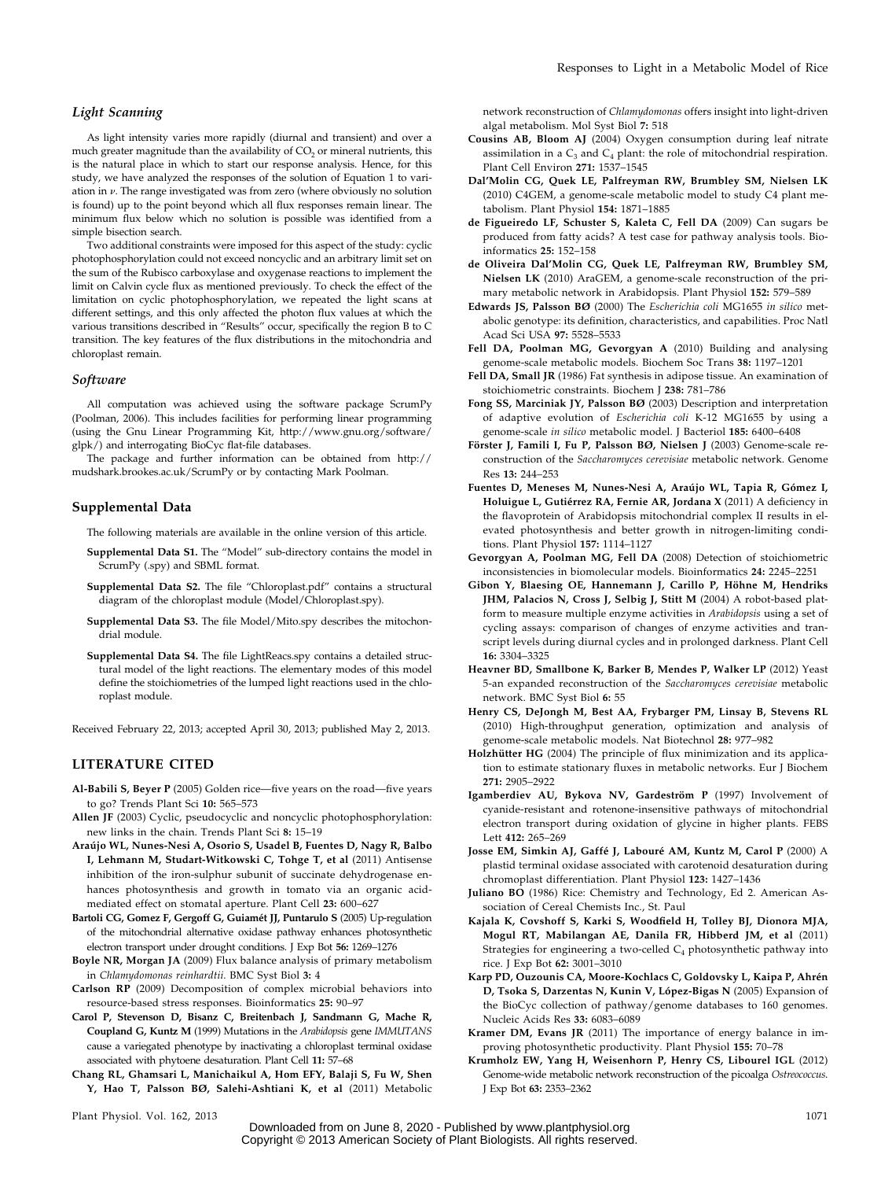### Light Scanning

As light intensity varies more rapidly (diurnal and transient) and over a much greater magnitude than the availability of $CO_2$ or mineral nutrients, this is the natural place in which to start our response analysis. Hence, for this study, we have analyzed the responses of the solution of Equation 1 to variation in $\nu$. The range investigated was from zero (where obviously no solution is found) up to the point beyond which all flux responses remain linear. The minimum flux below which no solution is possible was identified from a simple bisection search.

Two additional constraints were imposed for this aspect of the study: cyclic photophosphorylation could not exceed noncyclic and an arbitrary limit set on the sum of the Rubisco carboxylase and oxygenase reactions to implement the limit on Calvin cycle flux as mentioned previously. To check the effect of the limitation on cyclic photophosphorylation, we repeated the light scans at different settings, and this only affected the photon flux values at which the various transitions described in "Results" occur, specifically the region B to C transition. The key features of the flux distributions in the mitochondria and chloroplast remain.

### Software

All computation was achieved using the software package ScrumPy (Poolman, 2006). This includes facilities for performing linear programming (using the Gnu Linear Programming Kit, http://www.gnu.org/software/glpk/) and interrogating BioCyc flat-file databases.

The package and further information can be obtained from http://mudshark.brookes.ac.uk/ScrumPy or by contacting Mark Poolman.

## Supplemental Data

The following materials are available in the online version of this article.

**Supplemental Data S1.** The "Model" sub-directory contains the model in ScrumPy (.spy) and SBML format.

**Supplemental Data S2.** The file "Chloroplast.pdf" contains a structural diagram of the chloroplast module (Model/Chloroplast.spy).

**Supplemental Data S3.** The file Model/Mito.spy describes the mitochondrial module.

**Supplemental Data S4.** The file LightReacs.spy contains a detailed structural model of the light reactions. The elementary modes of this model define the stoichiometries of the lumped light reactions used in the chloroplast module.

Received February 22, 2013; accepted April 30, 2013; published May 2, 2013.

## LITERATURE CITED

**Al-Babili S, Beyer P** (2005) Golden rice—five years on the road—five years to go? Trends Plant Sci **10:** 565–573

**Allen JF** (2003) Cyclic, pseudocyclic and noncyclic photophosphorylation: new links in the chain. Trends Plant Sci **8:** 15–19

**Araújo WL, Nunes-Nesi A, Osorio S, Usadel B, Fuentes D, Nagy R, Balbo I, Lehmann M, Studart-Witkowski C, Tohge T, et al** (2011) Antisense inhibition of the iron-sulphur subunit of succinate dehydrogenase enhances photosynthesis and growth in tomato via an organic acid-mediated effect on stomatal aperture. Plant Cell **23:** 600–627

**Bartoli CG, Gomez F, Gergoff G, Guiamét JJ, Puntarulo S** (2005) Up-regulation of the mitochondrial alternative oxidase pathway enhances photosynthetic electron transport under drought conditions. J Exp Bot **56:** 1269–1276

**Boyle NR, Morgan JA** (2009) Flux balance analysis of primary metabolism in *Chlamydomonas reinhardtii*. BMC Syst Biol **3:** 4

**Carlson RP** (2009) Decomposition of complex microbial behaviors into resource-based stress responses. Bioinformatics **25:** 90–97

**Carol P, Stevenson D, Bisanz C, Breitenbach J, Sandmann G, Mache R, Coupland G, Kuntz M** (1999) Mutations in the *Arabidopsis* gene *IMMUTANS* cause a variegated phenotype by inactivating a chloroplast terminal oxidase associated with phytoene desaturation. Plant Cell **11:** 57–68

**Chang RL, Ghamsari L, Manichaikul A, Hom EFY, Balaji S, Fu W, Shen Y, Hao T, Palsson BØ, Salehi-Ashtiani K, et al** (2011) Metabolic network reconstruction of *Chlamydomonas* offers insight into light-driven algal metabolism. Mol Syst Biol **7:** 518

**Cousins AB, Bloom AJ** (2004) Oxygen consumption during leaf nitrate assimilation in a $C_3$ and $C_4$ plant: the role of mitochondrial respiration. Plant Cell Environ **271:** 1537–1545

**Dal'Molin CG, Quek LE, Palfreyman RW, Brumbley SM, Nielsen LK** (2010) C4GEM, a genome-scale metabolic model to study C4 plant metabolism. Plant Physiol **154:** 1871–1885

**de Figueiredo LF, Schuster S, Kaleta C, Fell DA** (2009) Can sugars be produced from fatty acids? A test case for pathway analysis tools. Bioinformatics **25:** 152–158

**de Oliveira Dal'Molin CG, Quek LE, Palfreyman RW, Brumbley SM, Nielsen LK** (2010) AraGEM, a genome-scale reconstruction of the primary metabolic network in Arabidopsis. Plant Physiol **152:** 579–589

**Edwards JS, Palsson BØ** (2000) The *Escherichia coli* MG1655 *in silico* metabolic genotype: its definition, characteristics, and capabilities. Proc Natl Acad Sci USA **97:** 5528–5533

**Fell DA, Poolman MG, Gevorgyan A** (2010) Building and analysing genome-scale metabolic models. Biochem Soc Trans **38:** 1197–1201

**Fell DA, Small JR** (1986) Fat synthesis in adipose tissue. An examination of stoichiometric constraints. Biochem J **238:** 781–786

**Fong SS, Marciniak JY, Palsson BØ** (2003) Description and interpretation of adaptive evolution of *Escherichia coli* K-12 MG1655 by using a genome-scale *in silico* metabolic model. J Bacteriol **185:** 6400–6408

**Förster J, Famili I, Fu P, Palsson BØ, Nielsen J** (2003) Genome-scale reconstruction of the *Saccharomyces cerevisiae* metabolic network. Genome Res **13:** 244–253

**Fuentes D, Meneses M, Nunes-Nesi A, Araújo WL, Tapia R, Gómez I, Holuigue L, Gutiérrez RA, Fernie AR, Jordana X** (2011) A deficiency in the flavoprotein of Arabidopsis mitochondrial complex II results in elevated photosynthesis and better growth in nitrogen-limiting conditions. Plant Physiol **157:** 1114–1127

**Gevorgyan A, Poolman MG, Fell DA** (2008) Detection of stoichiometric inconsistencies in biomolecular models. Bioinformatics **24:** 2245–2251

**Gibon Y, Blaesing OE, Hannemann J, Carillo P, Höhne M, Hendriks JHM, Palacios N, Cross J, Selbig J, Stitt M** (2004) A robot-based platform to measure multiple enzyme activities in *Arabidopsis* using a set of cycling assays: comparison of changes of enzyme activities and transcript levels during diurnal cycles and in prolonged darkness. Plant Cell **16:** 3304–3325

**Heavner BD, Smallbone K, Barker B, Mendes P, Walker LP** (2012) Yeast 5-an expanded reconstruction of the *Saccharomyces cerevisiae* metabolic network. BMC Syst Biol **6:** 55

**Henry CS, DeJongh M, Best AA, Frybarger PM, Linsay B, Stevens RL** (2010) High-throughput generation, optimization and analysis of genome-scale metabolic models. Nat Biotechnol **28:** 977–982

**Holzhütter HG** (2004) The principle of flux minimization and its application to estimate stationary fluxes in metabolic networks. Eur J Biochem **271:** 2905–2922

**Igamberdiev AU, Bykova NV, Gardeström P** (1997) Involvement of cyanide-resistant and rotenone-insensitive pathways of mitochondrial electron transport during oxidation of glycine in higher plants. FEBS Lett **412:** 265–269

**Josse EM, Simkin AJ, Gaffé J, Labouré AM, Kuntz M, Carol P** (2000) A plastid terminal oxidase associated with carotenoid desaturation during chromoplast differentiation. Plant Physiol **123:** 1427–1436

**Juliano BO** (1986) Rice: Chemistry and Technology, Ed 2. American Association of Cereal Chemists Inc., St. Paul

**Kajala K, Covshoff S, Karki S, Woodfield H, Tolley BJ, Dionora MJA, Mogul RT, Mabilangan AE, Danila FR, Hibberd JM, et al** (2011) Strategies for engineering a two-celled $C_4$ photosynthetic pathway into rice. J Exp Bot **62:** 3001–3010

**Karp PD, Ouzounis CA, Moore-Kochlacs C, Goldovsky L, Kaipa P, Ahrén D, Tsoka S, Darzentas N, Kunin V, López-Bigas N** (2005) Expansion of the BioCyc collection of pathway/genome databases to 160 genomes. Nucleic Acids Res **33:** 6083–6089

**Kramer DM, Evans JR** (2011) The importance of energy balance in improving photosynthetic productivity. Plant Physiol **155:** 70–78

**Krumholz EW, Yang H, Weisenhorn P, Henry CS, Libourel IGL** (2012) Genome-wide metabolic network reconstruction of the picoalga *Ostreococcus*. J Exp Bot **63:** 2353–2362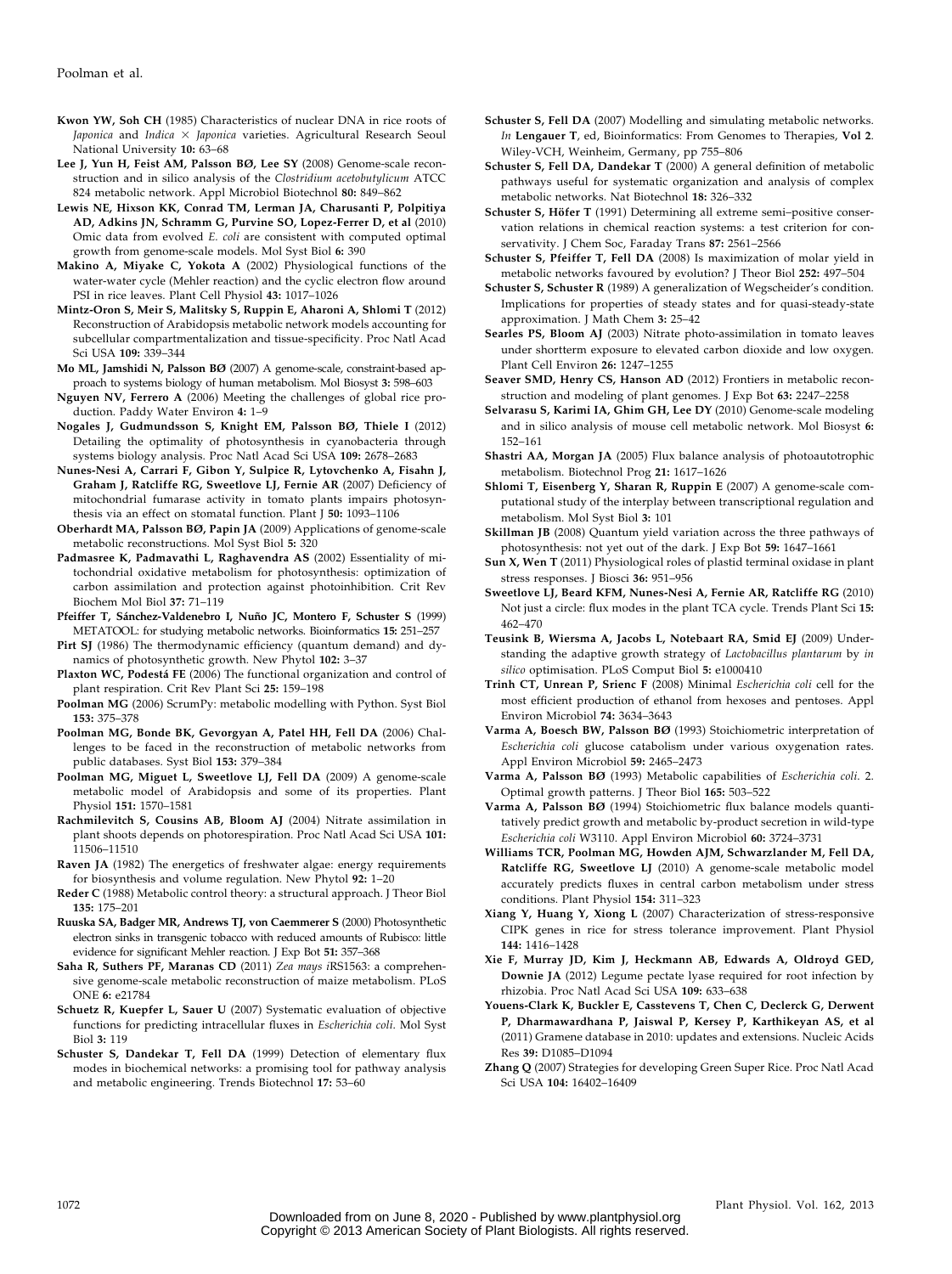**Kwon YW, Soh CH** (1985) Characteristics of nuclear DNA in rice roots of *Japonica* and *Indica* × *Japonica* varieties. Agricultural Research Seoul National University **10:** 63–68

**Lee J, Yun H, Feist AM, Palsson BØ, Lee SY** (2008) Genome-scale reconstruction and in silico analysis of the *Clostridium acetobutylicum* ATCC 824 metabolic network. Appl Microbiol Biotechnol **80:** 849–862

**Lewis NE, Hixson KK, Conrad TM, Lerman JA, Charusanti P, Polpitiya AD, Adkins JN, Schramm G, Purvine SO, Lopez-Ferrer D, et al** (2010) Omic data from evolved *E. coli* are consistent with computed optimal growth from genome-scale models. Mol Syst Biol **6:** 390

**Makino A, Miyake C, Yokota A** (2002) Physiological functions of the water-water cycle (Mehler reaction) and the cyclic electron flow around PSI in rice leaves. Plant Cell Physiol **43:** 1017–1026

**Mintz-Oron S, Meir S, Malitsky S, Ruppin E, Aharoni A, Shlomi T** (2012) Reconstruction of Arabidopsis metabolic network models accounting for subcellular compartmentalization and tissue-specificity. Proc Natl Acad Sci USA **109:** 339–344

**Mo ML, Jamshidi N, Palsson BØ** (2007) A genome-scale, constraint-based approach to systems biology of human metabolism. Mol Biosyst **3:** 598–603

**Nguyen NV, Ferrero A** (2006) Meeting the challenges of global rice production. Paddy Water Environ **4:** 1–9

**Nogales J, Gudmundsson S, Knight EM, Palsson BØ, Thiele I** (2012) Detailing the optimality of photosynthesis in cyanobacteria through systems biology analysis. Proc Natl Acad Sci USA **109:** 2678–2683

**Nunes-Nesi A, Carrari F, Gibon Y, Sulpice R, Lytovchenko A, Fisahn J, Graham J, Ratcliffe RG, Sweetlove LJ, Fernie AR** (2007) Deficiency of mitochondrial fumarase activity in tomato plants impairs photosynthesis via an effect on stomatal function. Plant J **50:** 1093–1106

**Oberhardt MA, Palsson BØ, Papin JA** (2009) Applications of genome-scale metabolic reconstructions. Mol Syst Biol **5:** 320

**Padmasree K, Padmavathi L, Raghavendra AS** (2002) Essentiality of mitochondrial oxidative metabolism for photosynthesis: optimization of carbon assimilation and protection against photoinhibition. Crit Rev Biochem Mol Biol **37:** 71–119

**Pfeiffer T, Sánchez-Valdenebro I, Nuño JC, Montero F, Schuster S** (1999) METATOOL: for studying metabolic networks. Bioinformatics **15:** 251–257

**Pirt SJ** (1986) The thermodynamic efficiency (quantum demand) and dynamics of photosynthetic growth. New Phytol **102:** 3–37

**Plaxton WC, Podestá FE** (2006) The functional organization and control of plant respiration. Crit Rev Plant Sci **25:** 159–198

**Poolman MG** (2006) ScrumPy: metabolic modelling with Python. Syst Biol **153:** 375–378

**Poolman MG, Bonde BK, Gevorgyan A, Patel HH, Fell DA** (2006) Challenges to be faced in the reconstruction of metabolic networks from public databases. Syst Biol **153:** 379–384

**Poolman MG, Miguet L, Sweetlove LJ, Fell DA** (2009) A genome-scale metabolic model of Arabidopsis and some of its properties. Plant Physiol **151:** 1570–1581

**Rachmilevitch S, Cousins AB, Bloom AJ** (2004) Nitrate assimilation in plant shoots depends on photorespiration. Proc Natl Acad Sci USA **101:** 11506–11510

**Raven JA** (1982) The energetics of freshwater algae: energy requirements for biosynthesis and volume regulation. New Phytol **92:** 1–20

**Reder C** (1988) Metabolic control theory: a structural approach. J Theor Biol **135:** 175–201

**Ruuska SA, Badger MR, Andrews TJ, von Caemmerer S** (2000) Photosynthetic electron sinks in transgenic tobacco with reduced amounts of Rubisco: little evidence for significant Mehler reaction. J Exp Bot **51:** 357–368

**Saha R, Suthers PF, Maranas CD** (2011) *Zea mays i*RS1563: a comprehensive genome-scale metabolic reconstruction of maize metabolism. PLoS ONE **6:** e21784

**Schuetz R, Kuepfer L, Sauer U** (2007) Systematic evaluation of objective functions for predicting intracellular fluxes in *Escherichia coli*. Mol Syst Biol **3:** 119

**Schuster S, Dandekar T, Fell DA** (1999) Detection of elementary flux modes in biochemical networks: a promising tool for pathway analysis and metabolic engineering. Trends Biotechnol **17:** 53–60

**Schuster S, Fell DA** (2007) Modelling and simulating metabolic networks. *In* **Lengauer T**, ed, Bioinformatics: From Genomes to Therapies, **Vol 2**. Wiley-VCH, Weinheim, Germany, pp 755–806

**Schuster S, Fell DA, Dandekar T** (2000) A general definition of metabolic pathways useful for systematic organization and analysis of complex metabolic networks. Nat Biotechnol **18:** 326–332

**Schuster S, Höfer T** (1991) Determining all extreme semi–positive conservation relations in chemical reaction systems: a test criterion for conservativity. J Chem Soc, Faraday Trans **87:** 2561–2566

**Schuster S, Pfeiffer T, Fell DA** (2008) Is maximization of molar yield in metabolic networks favoured by evolution? J Theor Biol **252:** 497–504

**Schuster S, Schuster R** (1989) A generalization of Wegscheider's condition. Implications for properties of steady states and for quasi-steady-state approximation. J Math Chem **3:** 25–42

**Searles PS, Bloom AJ** (2003) Nitrate photo-assimilation in tomato leaves under shortterm exposure to elevated carbon dioxide and low oxygen. Plant Cell Environ **26:** 1247–1255

**Seaver SMD, Henry CS, Hanson AD** (2012) Frontiers in metabolic reconstruction and modeling of plant genomes. J Exp Bot **63:** 2247–2258

**Selvarasu S, Karimi IA, Ghim GH, Lee DY** (2010) Genome-scale modeling and in silico analysis of mouse cell metabolic network. Mol Biosyst **6:** 152–161

**Shastri AA, Morgan JA** (2005) Flux balance analysis of photoautotrophic metabolism. Biotechnol Prog **21:** 1617–1626

**Shlomi T, Eisenberg Y, Sharan R, Ruppin E** (2007) A genome-scale computational study of the interplay between transcriptional regulation and metabolism. Mol Syst Biol **3:** 101

**Skillman JB** (2008) Quantum yield variation across the three pathways of photosynthesis: not yet out of the dark. J Exp Bot **59:** 1647–1661

**Sun X, Wen T** (2011) Physiological roles of plastid terminal oxidase in plant stress responses. J Biosci **36:** 951–956

**Sweetlove LJ, Beard KFM, Nunes-Nesi A, Fernie AR, Ratcliffe RG** (2010) Not just a circle: flux modes in the plant TCA cycle. Trends Plant Sci **15:** 462–470

**Teusink B, Wiersma A, Jacobs L, Notebaart RA, Smid EJ** (2009) Understanding the adaptive growth strategy of *Lactobacillus plantarum* by *in silico* optimisation. PLoS Comput Biol **5:** e1000410

**Trinh CT, Unrean P, Srienc F** (2008) Minimal *Escherichia coli* cell for the most efficient production of ethanol from hexoses and pentoses. Appl Environ Microbiol **74:** 3634–3643

**Varma A, Boesch BW, Palsson BØ** (1993) Stoichiometric interpretation of *Escherichia coli* glucose catabolism under various oxygenation rates. Appl Environ Microbiol **59:** 2465–2473

**Varma A, Palsson BØ** (1993) Metabolic capabilities of *Escherichia coli*. 2. Optimal growth patterns. J Theor Biol **165:** 503–522

**Varma A, Palsson BØ** (1994) Stoichiometric flux balance models quantitatively predict growth and metabolic by-product secretion in wild-type *Escherichia coli* W3110. Appl Environ Microbiol **60:** 3724–3731

**Williams TCR, Poolman MG, Howden AJM, Schwarzlander M, Fell DA, Ratcliffe RG, Sweetlove LJ** (2010) A genome-scale metabolic model accurately predicts fluxes in central carbon metabolism under stress conditions. Plant Physiol **154:** 311–323

**Xiang Y, Huang Y, Xiong L** (2007) Characterization of stress-responsive CIPK genes in rice for stress tolerance improvement. Plant Physiol **144:** 1416–1428

**Xie F, Murray JD, Kim J, Heckmann AB, Edwards A, Oldroyd GED, Downie JA** (2012) Legume pectate lyase required for root infection by rhizobia. Proc Natl Acad Sci USA **109:** 633–638

**Youens-Clark K, Buckler E, Casstevens T, Chen C, Declerck G, Derwent P, Dharmawardhana P, Jaiswal P, Kersey P, Karthikeyan AS, et al** (2011) Gramene database in 2010: updates and extensions. Nucleic Acids Res **39:** D1085–D1094

**Zhang Q** (2007) Strategies for developing Green Super Rice. Proc Natl Acad Sci USA **104:** 16402–16409